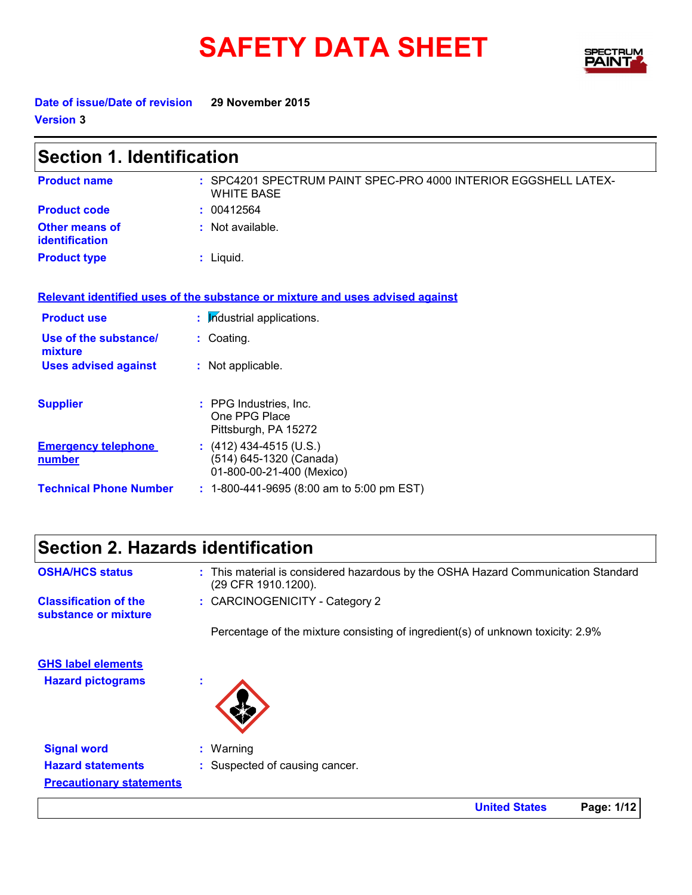# SAFETY DATA SHEET

**Date of issue/Date of revision** 29 November 2015

**Version** 3

## Section 1. Identification

| | | |
|---|---|---|
| **Product name** | : | SPC4201 SPECTRUM PAINT SPEC-PRO 4000 INTERIOR EGGSHELL LATEX-WHITE BASE |
| **Product code** | : | 00412564 |
| **Other means of identification** | : | Not available. |
| **Product type** | : | Liquid. |

**Relevant identified uses of the substance or mixture and uses advised against**

| | | |
|---|---|---|
| **Product use** | : | Industrial applications. |
| **Use of the substance/mixture** | : | Coating. |
| **Uses advised against** | : | Not applicable. |

| | | |
|---|---|---|
| **Supplier** | : | PPG Industries, Inc.<br>One PPG Place<br>Pittsburgh, PA 15272 |
| **Emergency telephone number** | : | (412) 434-4515 (U.S.)<br>(514) 645-1320 (Canada)<br>01-800-00-21-400 (Mexico) |
| **Technical Phone Number** | : | 1-800-441-9695 (8:00 am to 5:00 pm EST) |

## Section 2. Hazards identification

| | | |
|---|---|---|
| **OSHA/HCS status** | : | This material is considered hazardous by the OSHA Hazard Communication Standard (29 CFR 1910.1200). |
| **Classification of the substance or mixture** | : | CARCINOGENICITY - Category 2 |

Percentage of the mixture consisting of ingredient(s) of unknown toxicity: 2.9%

**GHS label elements**

| | | |
|---|---|---|
| **Hazard pictograms** | : | |
| **Signal word** | : | Warning |
| **Hazard statements** | : | Suspected of causing cancer. |

**Precautionary statements**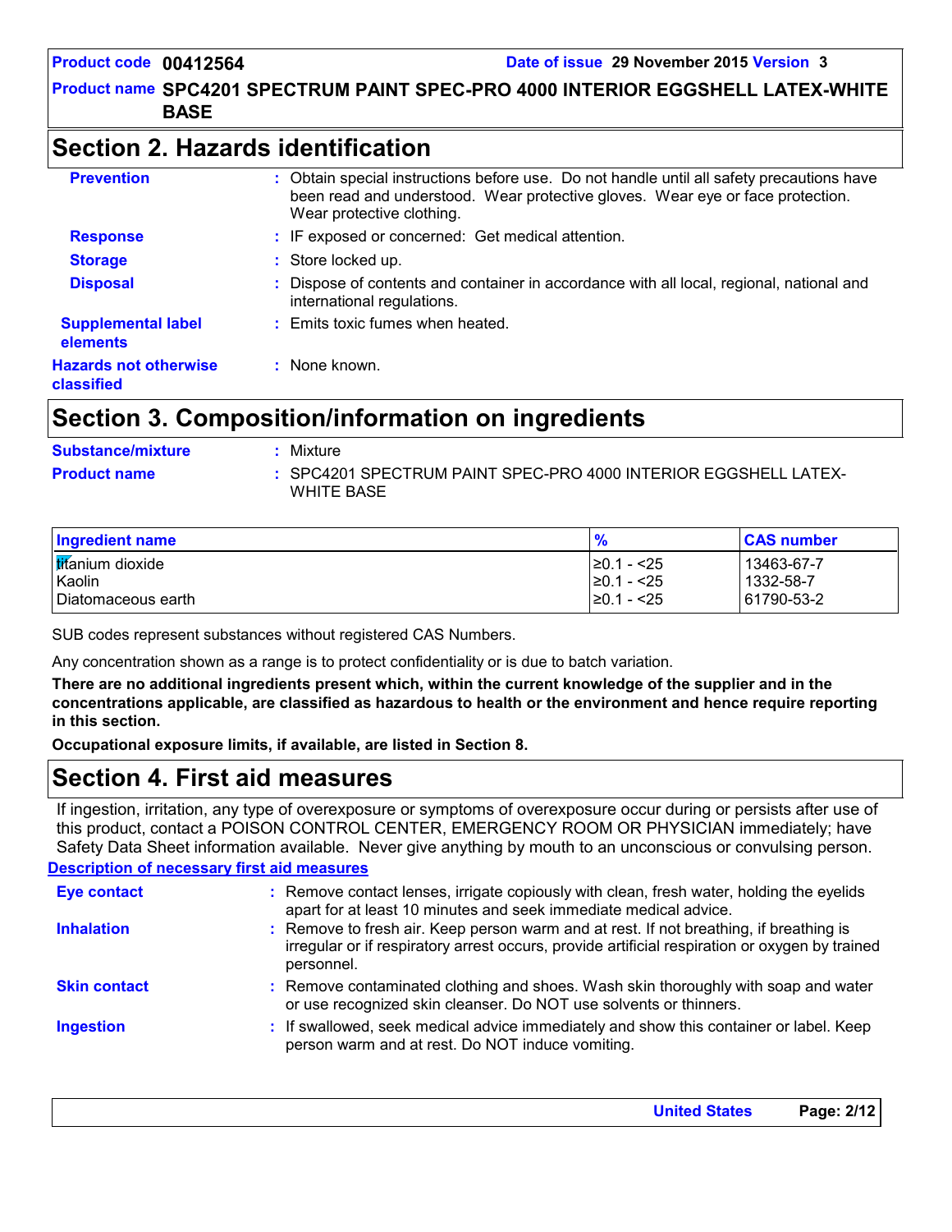## Section 2. Hazards identification

**Prevention** : Obtain special instructions before use. Do not handle until all safety precautions have been read and understood. Wear protective gloves. Wear eye or face protection. Wear protective clothing.

**Response** : IF exposed or concerned: Get medical attention.

**Storage** : Store locked up.

**Disposal** : Dispose of contents and container in accordance with all local, regional, national and international regulations.

**Supplemental label elements** : Emits toxic fumes when heated.

**Hazards not otherwise classified** : None known.

## Section 3. Composition/information on ingredients

**Substance/mixture** : Mixture

**Product name** : SPC4201 SPECTRUM PAINT SPEC-PRO 4000 INTERIOR EGGSHELL LATEX-WHITE BASE

| Ingredient name | % | CAS number |
| --- | --- | --- |
| titanium dioxide | ≥0.1 - <25 | 13463-67-7 |
| Kaolin | ≥0.1 - <25 | 1332-58-7 |
| Diatomaceous earth | ≥0.1 - <25 | 61790-53-2 |

SUB codes represent substances without registered CAS Numbers.

Any concentration shown as a range is to protect confidentiality or is due to batch variation.

**There are no additional ingredients present which, within the current knowledge of the supplier and in the concentrations applicable, are classified as hazardous to health or the environment and hence require reporting in this section.**

**Occupational exposure limits, if available, are listed in Section 8.**

## Section 4. First aid measures

If ingestion, irritation, any type of overexposure or symptoms of overexposure occur during or persists after use of this product, contact a POISON CONTROL CENTER, EMERGENCY ROOM OR PHYSICIAN immediately; have Safety Data Sheet information available. Never give anything by mouth to an unconscious or convulsing person.

**Description of necessary first aid measures**

**Eye contact** : Remove contact lenses, irrigate copiously with clean, fresh water, holding the eyelids apart for at least 10 minutes and seek immediate medical advice.

**Inhalation** : Remove to fresh air. Keep person warm and at rest. If not breathing, if breathing is irregular or if respiratory arrest occurs, provide artificial respiration or oxygen by trained personnel.

**Skin contact** : Remove contaminated clothing and shoes. Wash skin thoroughly with soap and water or use recognized skin cleanser. Do NOT use solvents or thinners.

**Ingestion** : If swallowed, seek medical advice immediately and show this container or label. Keep person warm and at rest. Do NOT induce vomiting.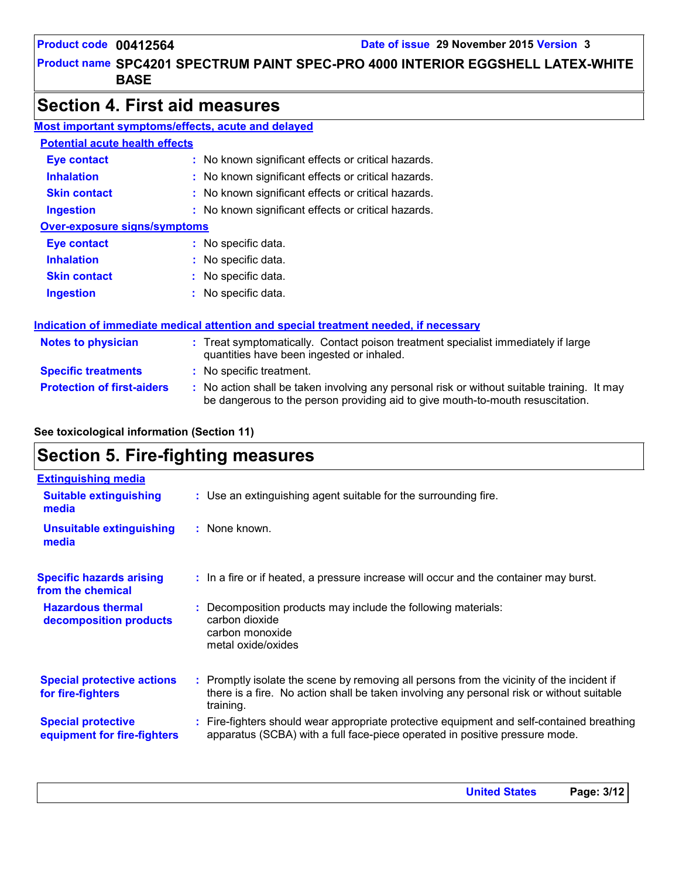## Section 4. First aid measures

**Most important symptoms/effects, acute and delayed**

**Potential acute health effects**

| | |
|---|---|
| **Eye contact** | : No known significant effects or critical hazards. |
| **Inhalation** | : No known significant effects or critical hazards. |
| **Skin contact** | : No known significant effects or critical hazards. |
| **Ingestion** | : No known significant effects or critical hazards. |

**Over-exposure signs/symptoms**

| | |
|---|---|
| **Eye contact** | : No specific data. |
| **Inhalation** | : No specific data. |
| **Skin contact** | : No specific data. |
| **Ingestion** | : No specific data. |

**Indication of immediate medical attention and special treatment needed, if necessary**

| | |
|---|---|
| **Notes to physician** | : Treat symptomatically. Contact poison treatment specialist immediately if large quantities have been ingested or inhaled. |
| **Specific treatments** | : No specific treatment. |
| **Protection of first-aiders** | : No action shall be taken involving any personal risk or without suitable training. It may be dangerous to the person providing aid to give mouth-to-mouth resuscitation. |

**See toxicological information (Section 11)**

## Section 5. Fire-fighting measures

**Extinguishing media**

| | |
|---|---|
| **Suitable extinguishing media** | : Use an extinguishing agent suitable for the surrounding fire. |
| **Unsuitable extinguishing media** | : None known. |
| **Specific hazards arising from the chemical** | : In a fire or if heated, a pressure increase will occur and the container may burst. |
| **Hazardous thermal decomposition products** | : Decomposition products may include the following materials:<br>carbon dioxide<br>carbon monoxide<br>metal oxide/oxides |
| **Special protective actions for fire-fighters** | : Promptly isolate the scene by removing all persons from the vicinity of the incident if there is a fire. No action shall be taken involving any personal risk or without suitable training. |
| **Special protective equipment for fire-fighters** | : Fire-fighters should wear appropriate protective equipment and self-contained breathing apparatus (SCBA) with a full face-piece operated in positive pressure mode. |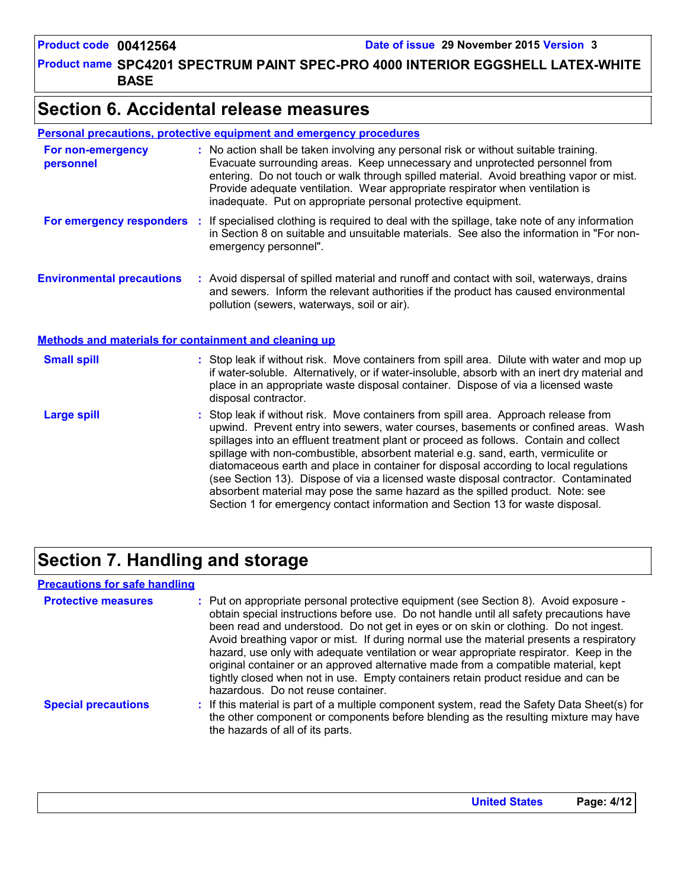## Section 6. Accidental release measures

### Personal precautions, protective equipment and emergency procedures

**For non-emergency personnel** : No action shall be taken involving any personal risk or without suitable training. Evacuate surrounding areas. Keep unnecessary and unprotected personnel from entering. Do not touch or walk through spilled material. Avoid breathing vapor or mist. Provide adequate ventilation. Wear appropriate respirator when ventilation is inadequate. Put on appropriate personal protective equipment.

**For emergency responders** : If specialised clothing is required to deal with the spillage, take note of any information in Section 8 on suitable and unsuitable materials. See also the information in "For non-emergency personnel".

**Environmental precautions** : Avoid dispersal of spilled material and runoff and contact with soil, waterways, drains and sewers. Inform the relevant authorities if the product has caused environmental pollution (sewers, waterways, soil or air).

### Methods and materials for containment and cleaning up

**Small spill** : Stop leak if without risk. Move containers from spill area. Dilute with water and mop up if water-soluble. Alternatively, or if water-insoluble, absorb with an inert dry material and place in an appropriate waste disposal container. Dispose of via a licensed waste disposal contractor.

**Large spill** : Stop leak if without risk. Move containers from spill area. Approach release from upwind. Prevent entry into sewers, water courses, basements or confined areas. Wash spillages into an effluent treatment plant or proceed as follows. Contain and collect spillage with non-combustible, absorbent material e.g. sand, earth, vermiculite or diatomaceous earth and place in container for disposal according to local regulations (see Section 13). Dispose of via a licensed waste disposal contractor. Contaminated absorbent material may pose the same hazard as the spilled product. Note: see Section 1 for emergency contact information and Section 13 for waste disposal.

## Section 7. Handling and storage

### Precautions for safe handling

**Protective measures** : Put on appropriate personal protective equipment (see Section 8). Avoid exposure - obtain special instructions before use. Do not handle until all safety precautions have been read and understood. Do not get in eyes or on skin or clothing. Do not ingest. Avoid breathing vapor or mist. If during normal use the material presents a respiratory hazard, use only with adequate ventilation or wear appropriate respirator. Keep in the original container or an approved alternative made from a compatible material, kept tightly closed when not in use. Empty containers retain product residue and can be hazardous. Do not reuse container.

**Special precautions** : If this material is part of a multiple component system, read the Safety Data Sheet(s) for the other component or components before blending as the resulting mixture may have the hazards of all of its parts.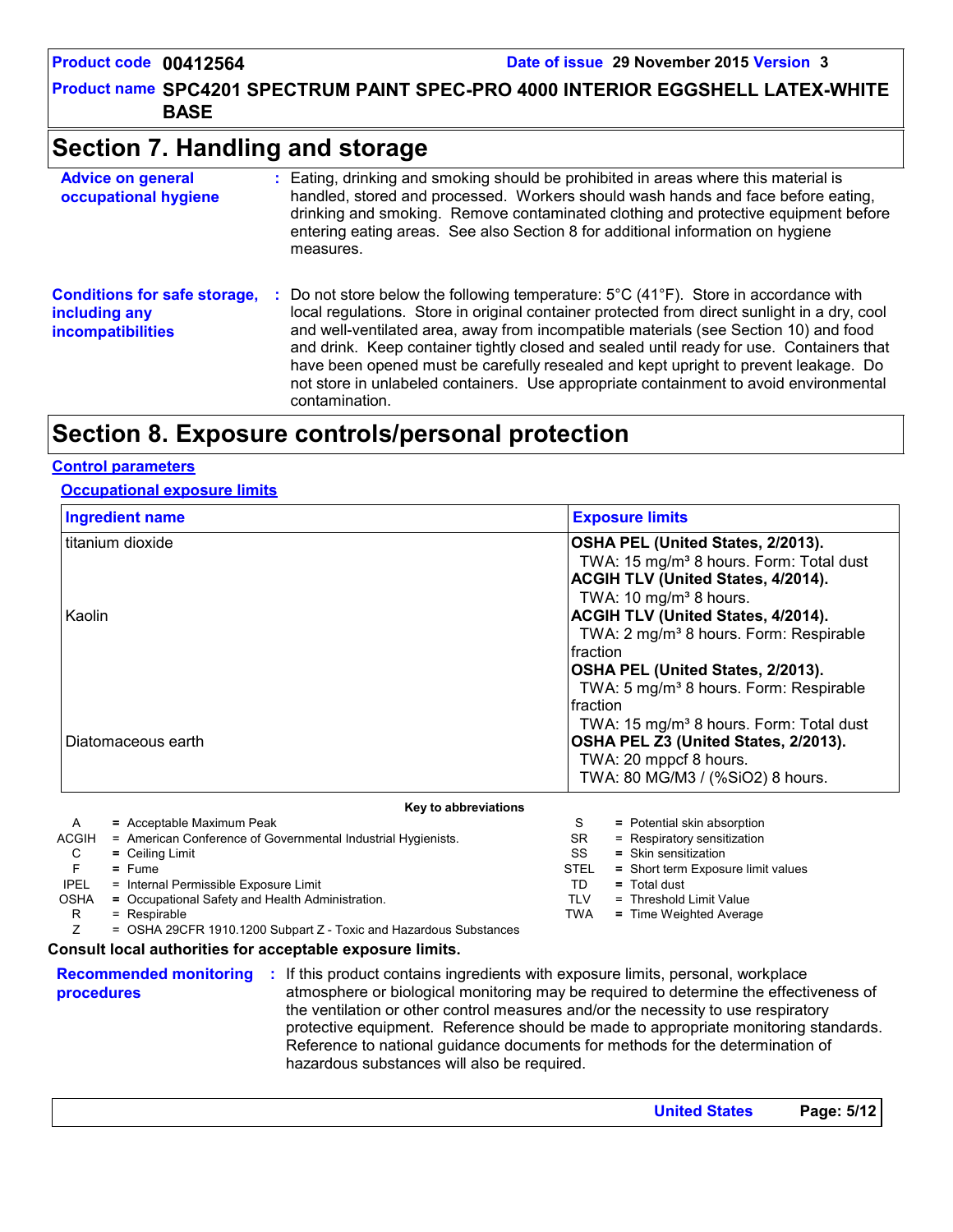## Section 7. Handling and storage

**Advice on general occupational hygiene** : Eating, drinking and smoking should be prohibited in areas where this material is handled, stored and processed. Workers should wash hands and face before eating, drinking and smoking. Remove contaminated clothing and protective equipment before entering eating areas. See also Section 8 for additional information on hygiene measures.

**Conditions for safe storage, including any incompatibilities** : Do not store below the following temperature: 5°C (41°F). Store in accordance with local regulations. Store in original container protected from direct sunlight in a dry, cool and well-ventilated area, away from incompatible materials (see Section 10) and food and drink. Keep container tightly closed and sealed until ready for use. Containers that have been opened must be carefully resealed and kept upright to prevent leakage. Do not store in unlabeled containers. Use appropriate containment to avoid environmental contamination.

## Section 8. Exposure controls/personal protection

### Control parameters

#### Occupational exposure limits

| Ingredient name | Exposure limits |
|---|---|
| titanium dioxide | **OSHA PEL (United States, 2/2013).**<br>TWA: 15 mg/m³ 8 hours. Form: Total dust<br>**ACGIH TLV (United States, 4/2014).**<br>TWA: 10 mg/m³ 8 hours. |
| Kaolin | **ACGIH TLV (United States, 4/2014).**<br>TWA: 2 mg/m³ 8 hours. Form: Respirable fraction<br>**OSHA PEL (United States, 2/2013).**<br>TWA: 5 mg/m³ 8 hours. Form: Respirable fraction<br>TWA: 15 mg/m³ 8 hours. Form: Total dust |
| Diatomaceous earth | **OSHA PEL Z3 (United States, 2/2013).**<br>TWA: 20 mppcf 8 hours.<br>TWA: 80 MG/M3 / (%SiO2) 8 hours. |

**Key to abbreviations**

| | | | |
|---|---|---|---|
| A | = Acceptable Maximum Peak | S | = Potential skin absorption |
| ACGIH | = American Conference of Governmental Industrial Hygienists. | SR | = Respiratory sensitization |
| C | = Ceiling Limit | SS | = Skin sensitization |
| F | = Fume | STEL | = Short term Exposure limit values |
| IPEL | = Internal Permissible Exposure Limit | TD | = Total dust |
| OSHA | = Occupational Safety and Health Administration. | TLV | = Threshold Limit Value |
| R | = Respirable | TWA | = Time Weighted Average |
| Z | = OSHA 29CFR 1910.1200 Subpart Z - Toxic and Hazardous Substances | | |

**Consult local authorities for acceptable exposure limits.**

**Recommended monitoring procedures** : If this product contains ingredients with exposure limits, personal, workplace atmosphere or biological monitoring may be required to determine the effectiveness of the ventilation or other control measures and/or the necessity to use respiratory protective equipment. Reference should be made to appropriate monitoring standards. Reference to national guidance documents for methods for the determination of hazardous substances will also be required.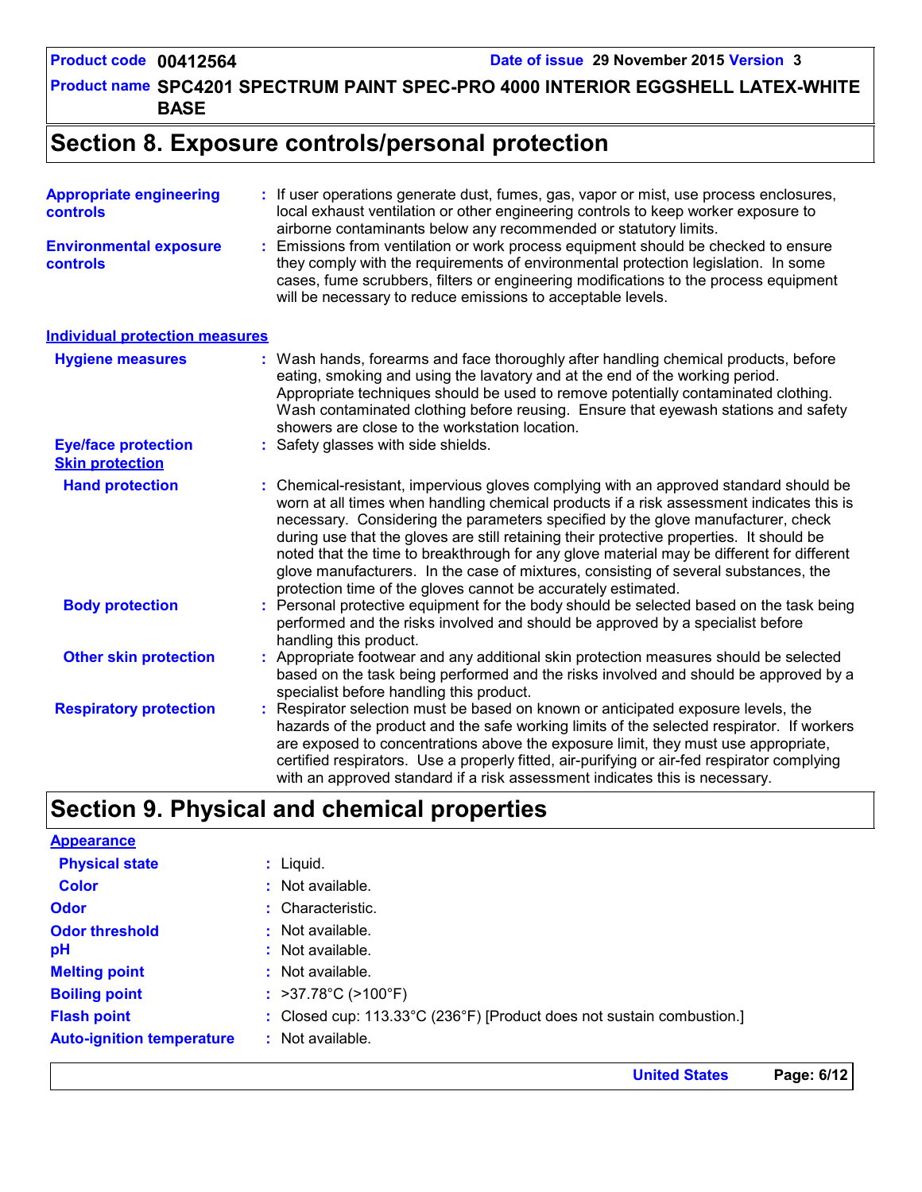## Section 8. Exposure controls/personal protection

**Appropriate engineering controls** : If user operations generate dust, fumes, gas, vapor or mist, use process enclosures, local exhaust ventilation or other engineering controls to keep worker exposure to airborne contaminants below any recommended or statutory limits.

**Environmental exposure controls** : Emissions from ventilation or work process equipment should be checked to ensure they comply with the requirements of environmental protection legislation. In some cases, fume scrubbers, filters or engineering modifications to the process equipment will be necessary to reduce emissions to acceptable levels.

### Individual protection measures

**Hygiene measures** : Wash hands, forearms and face thoroughly after handling chemical products, before eating, smoking and using the lavatory and at the end of the working period. Appropriate techniques should be used to remove potentially contaminated clothing. Wash contaminated clothing before reusing. Ensure that eyewash stations and safety showers are close to the workstation location.

**Eye/face protection** : Safety glasses with side shields.

**Skin protection**

**Hand protection** : Chemical-resistant, impervious gloves complying with an approved standard should be worn at all times when handling chemical products if a risk assessment indicates this is necessary. Considering the parameters specified by the glove manufacturer, check during use that the gloves are still retaining their protective properties. It should be noted that the time to breakthrough for any glove material may be different for different glove manufacturers. In the case of mixtures, consisting of several substances, the protection time of the gloves cannot be accurately estimated.

**Body protection** : Personal protective equipment for the body should be selected based on the task being performed and the risks involved and should be approved by a specialist before handling this product.

**Other skin protection** : Appropriate footwear and any additional skin protection measures should be selected based on the task being performed and the risks involved and should be approved by a specialist before handling this product.

**Respiratory protection** : Respirator selection must be based on known or anticipated exposure levels, the hazards of the product and the safe working limits of the selected respirator. If workers are exposed to concentrations above the exposure limit, they must use appropriate, certified respirators. Use a properly fitted, air-purifying or air-fed respirator complying with an approved standard if a risk assessment indicates this is necessary.

## Section 9. Physical and chemical properties

### Appearance

**Physical state** : Liquid.

**Color** : Not available.

**Odor** : Characteristic.

**Odor threshold** : Not available.

**pH** : Not available.

**Melting point** : Not available.

**Boiling point** : >37.78°C (>100°F)

**Flash point** : Closed cup: 113.33°C (236°F) [Product does not sustain combustion.]

**Auto-ignition temperature** : Not available.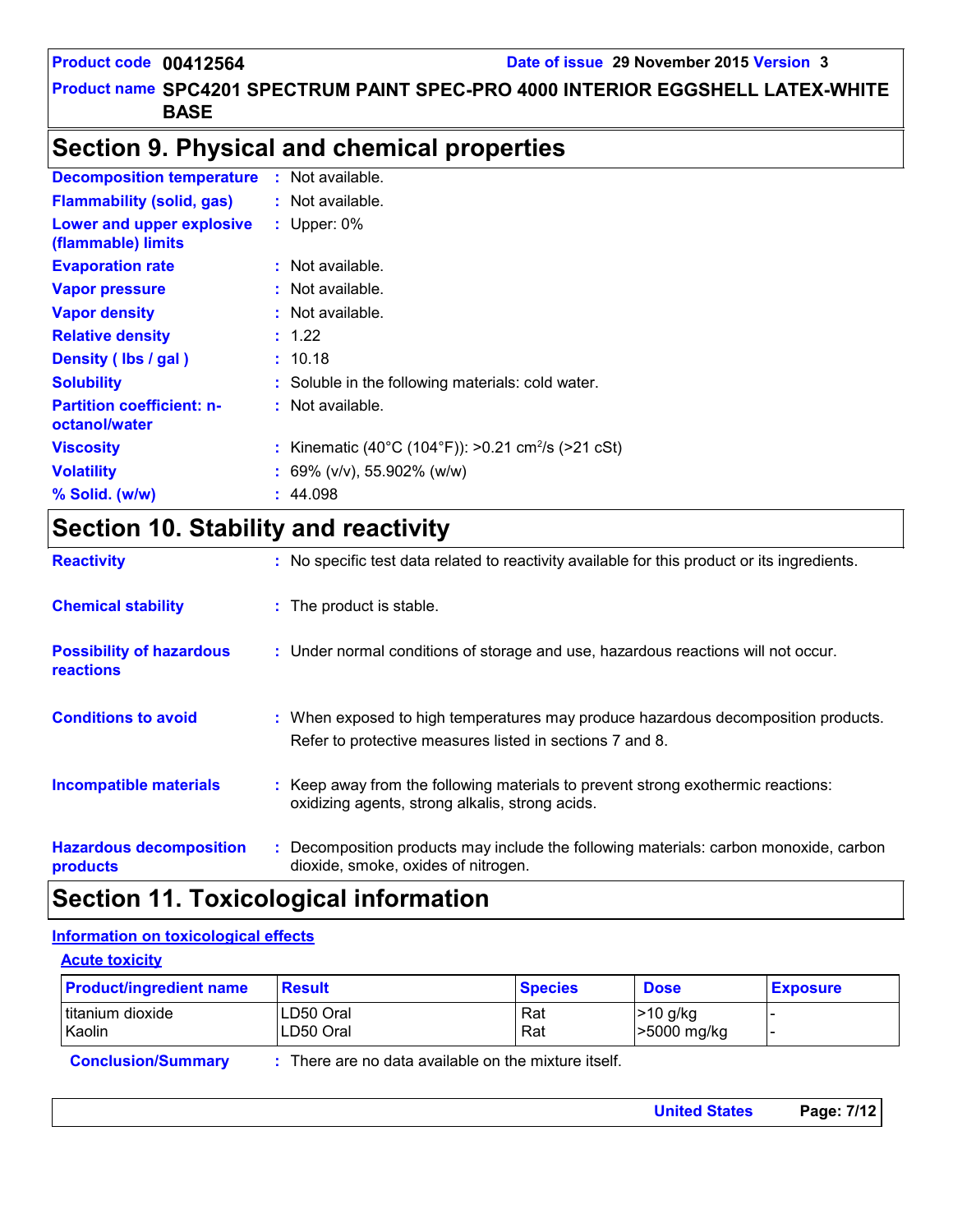**Product code** 00412564 **Date of issue** 29 November 2015 **Version** 3

**Product name** SPC4201 SPECTRUM PAINT SPEC-PRO 4000 INTERIOR EGGSHELL LATEX-WHITE BASE

# Section 9. Physical and chemical properties

| | |
|---|---|
| **Decomposition temperature** | : Not available. |
| **Flammability (solid, gas)** | : Not available. |
| **Lower and upper explosive (flammable) limits** | : Upper: 0% |
| **Evaporation rate** | : Not available. |
| **Vapor pressure** | : Not available. |
| **Vapor density** | : Not available. |
| **Relative density** | : 1.22 |
| **Density ( lbs / gal )** | : 10.18 |
| **Solubility** | : Soluble in the following materials: cold water. |
| **Partition coefficient: n-octanol/water** | : Not available. |
| **Viscosity** | : Kinematic (40°C (104°F)): >0.21 $cm^2/s$ (>21 cSt) |
| **Volatility** | : 69% (v/v), 55.902% (w/w) |
| **% Solid. (w/w)** | : 44.098 |

# Section 10. Stability and reactivity

| | |
|---|---|
| **Reactivity** | : No specific test data related to reactivity available for this product or its ingredients. |
| **Chemical stability** | : The product is stable. |
| **Possibility of hazardous reactions** | : Under normal conditions of storage and use, hazardous reactions will not occur. |
| **Conditions to avoid** | : When exposed to high temperatures may produce hazardous decomposition products. Refer to protective measures listed in sections 7 and 8. |
| **Incompatible materials** | : Keep away from the following materials to prevent strong exothermic reactions: oxidizing agents, strong alkalis, strong acids. |
| **Hazardous decomposition products** | : Decomposition products may include the following materials: carbon monoxide, carbon dioxide, smoke, oxides of nitrogen. |

# Section 11. Toxicological information

## Information on toxicological effects

### Acute toxicity

| Product/ingredient name | Result | Species | Dose | Exposure |
|---|---|---|---|---|
| titanium dioxide | LD50 Oral | Rat | >10 g/kg | - |
| Kaolin | LD50 Oral | Rat | >5000 mg/kg | - |

**Conclusion/Summary** : There are no data available on the mixture itself.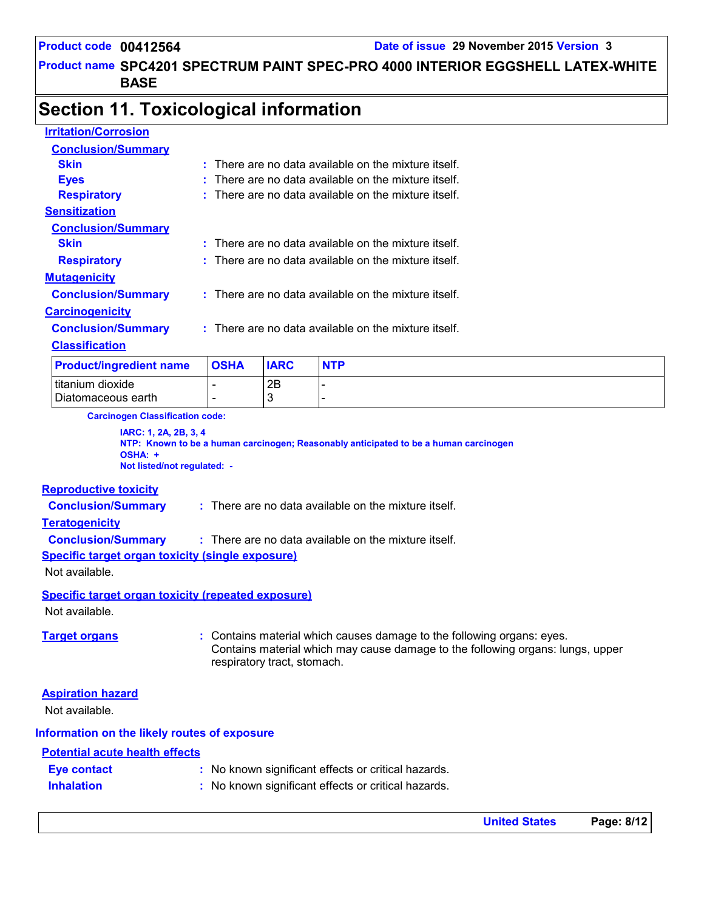## Section 11. Toxicological information

### Irritation/Corrosion

**Conclusion/Summary**

**Skin** : There are no data available on the mixture itself.

**Eyes** : There are no data available on the mixture itself.

**Respiratory** : There are no data available on the mixture itself.

### Sensitization

**Conclusion/Summary**

**Skin** : There are no data available on the mixture itself.

**Respiratory** : There are no data available on the mixture itself.

### Mutagenicity

**Conclusion/Summary** : There are no data available on the mixture itself.

### Carcinogenicity

**Conclusion/Summary** : There are no data available on the mixture itself.

**Classification**

| Product/ingredient name | OSHA | IARC | NTP |
|---|---|---|---|
| titanium dioxide | - | 2B | - |
| Diatomaceous earth | - | 3 | - |

**Carcinogen Classification code:**

**IARC: 1, 2A, 2B, 3, 4**
**NTP: Known to be a human carcinogen; Reasonably anticipated to be a human carcinogen**
**OSHA: +**
**Not listed/not regulated: -**

### Reproductive toxicity

**Conclusion/Summary** : There are no data available on the mixture itself.

### Teratogenicity

**Conclusion/Summary** : There are no data available on the mixture itself.

### Specific target organ toxicity (single exposure)

Not available.

### Specific target organ toxicity (repeated exposure)

Not available.

**Target organs** : Contains material which causes damage to the following organs: eyes.
Contains material which may cause damage to the following organs: lungs, upper respiratory tract, stomach.

### Aspiration hazard

Not available.

### Information on the likely routes of exposure

**Potential acute health effects**

**Eye contact** : No known significant effects or critical hazards.

**Inhalation** : No known significant effects or critical hazards.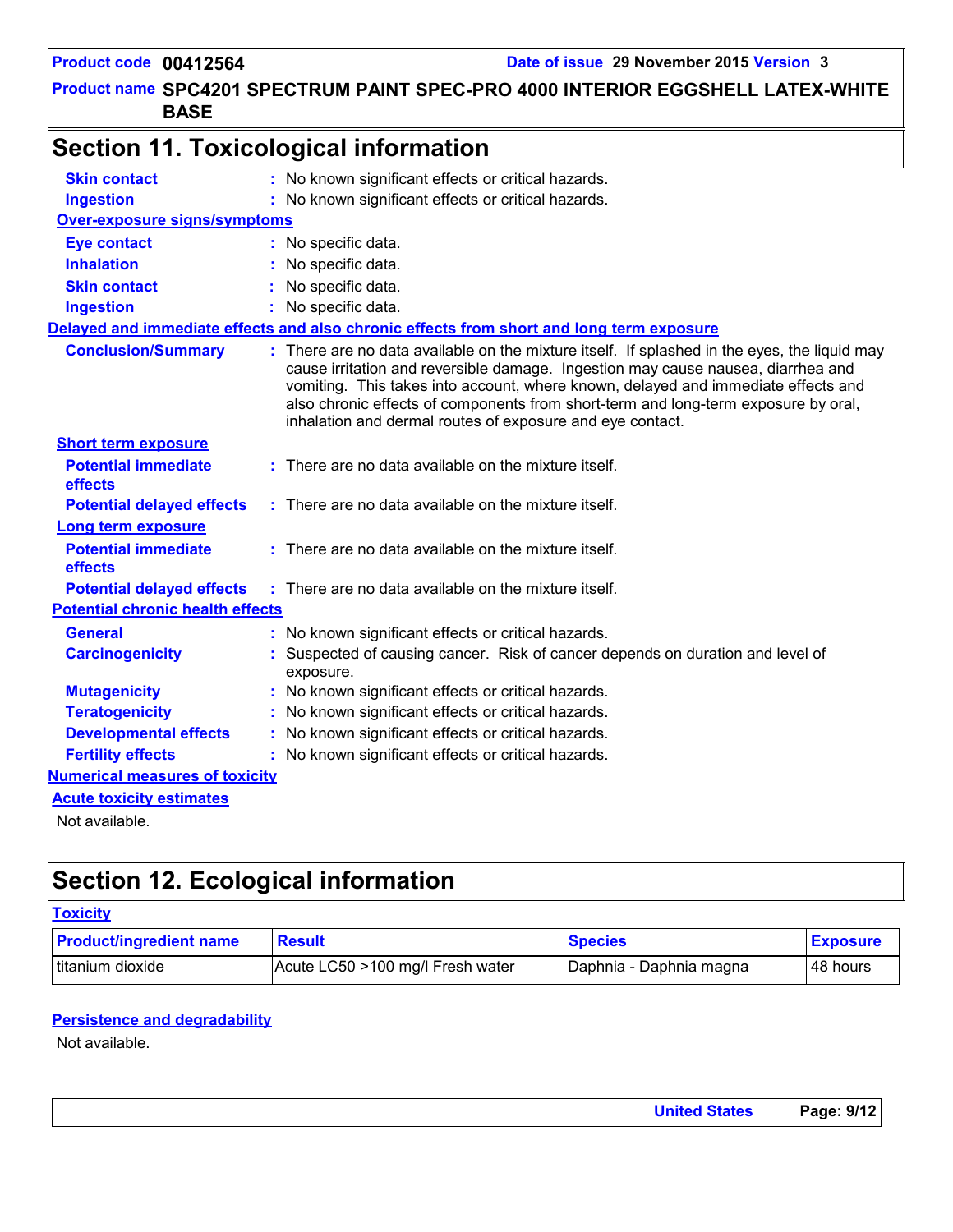## Section 11. Toxicological information

**Skin contact** : No known significant effects or critical hazards.

**Ingestion** : No known significant effects or critical hazards.

### Over-exposure signs/symptoms

**Eye contact** : No specific data.

**Inhalation** : No specific data.

**Skin contact** : No specific data.

**Ingestion** : No specific data.

### Delayed and immediate effects and also chronic effects from short and long term exposure

**Conclusion/Summary** : There are no data available on the mixture itself. If splashed in the eyes, the liquid may cause irritation and reversible damage. Ingestion may cause nausea, diarrhea and vomiting. This takes into account, where known, delayed and immediate effects and also chronic effects of components from short-term and long-term exposure by oral, inhalation and dermal routes of exposure and eye contact.

### Short term exposure

**Potential immediate effects** : There are no data available on the mixture itself.

**Potential delayed effects** : There are no data available on the mixture itself.

### Long term exposure

**Potential immediate effects** : There are no data available on the mixture itself.

**Potential delayed effects** : There are no data available on the mixture itself.

### Potential chronic health effects

**General** : No known significant effects or critical hazards.

**Carcinogenicity** : Suspected of causing cancer. Risk of cancer depends on duration and level of exposure.

**Mutagenicity** : No known significant effects or critical hazards.

**Teratogenicity** : No known significant effects or critical hazards.

**Developmental effects** : No known significant effects or critical hazards.

**Fertility effects** : No known significant effects or critical hazards.

### Numerical measures of toxicity

### Acute toxicity estimates

Not available.

## Section 12. Ecological information

### Toxicity

| Product/ingredient name | Result | Species | Exposure |
|---|---|---|---|
| titanium dioxide | Acute LC50 >100 mg/l Fresh water | Daphnia - Daphnia magna | 48 hours |

### Persistence and degradability

Not available.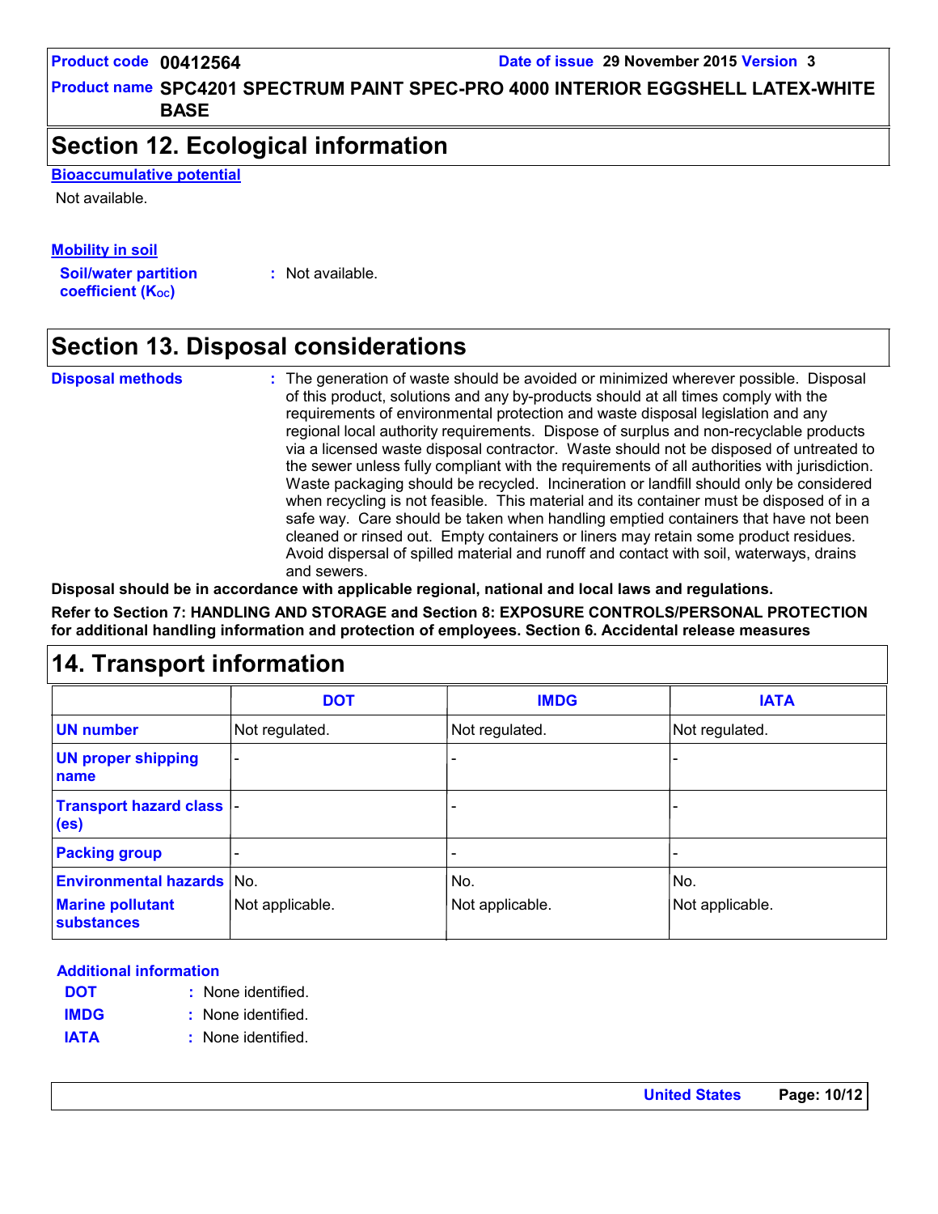## Section 12. Ecological information

**Bioaccumulative potential**

Not available.

**Mobility in soil**

**Soil/water partition coefficient ($K_{OC}$)** : Not available.

## Section 13. Disposal considerations

**Disposal methods** : The generation of waste should be avoided or minimized wherever possible. Disposal of this product, solutions and any by-products should at all times comply with the requirements of environmental protection and waste disposal legislation and any regional local authority requirements. Dispose of surplus and non-recyclable products via a licensed waste disposal contractor. Waste should not be disposed of untreated to the sewer unless fully compliant with the requirements of all authorities with jurisdiction. Waste packaging should be recycled. Incineration or landfill should only be considered when recycling is not feasible. This material and its container must be disposed of in a safe way. Care should be taken when handling emptied containers that have not been cleaned or rinsed out. Empty containers or liners may retain some product residues. Avoid dispersal of spilled material and runoff and contact with soil, waterways, drains and sewers.

**Disposal should be in accordance with applicable regional, national and local laws and regulations.**

**Refer to Section 7: HANDLING AND STORAGE and Section 8: EXPOSURE CONTROLS/PERSONAL PROTECTION for additional handling information and protection of employees. Section 6. Accidental release measures**

## 14. Transport information

| | DOT | IMDG | IATA |
|---|---|---|---|
| UN number | Not regulated. | Not regulated. | Not regulated. |
| UN proper shipping name | - | - | - |
| Transport hazard class (es) | - | - | - |
| Packing group | - | - | - |
| Environmental hazards | No. | No. | No. |
| Marine pollutant substances | Not applicable. | Not applicable. | Not applicable. |

**Additional information**

**DOT** : None identified.

**IMDG** : None identified.

**IATA** : None identified.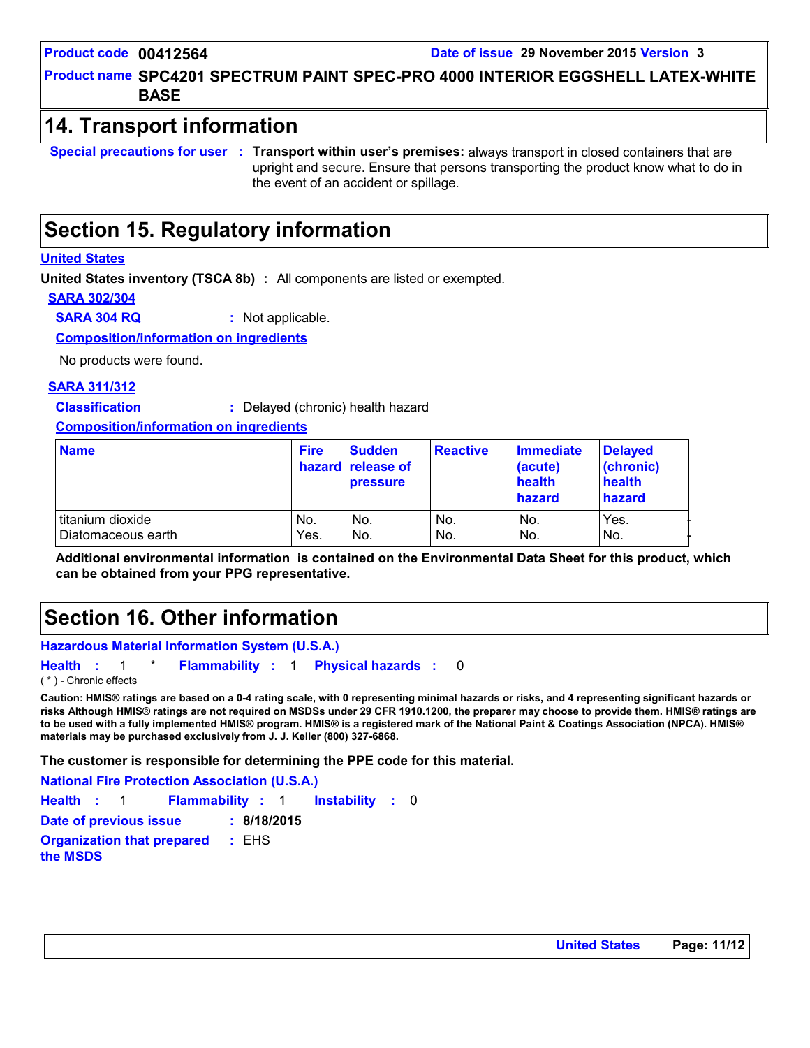**Product code** 00412564 **Date of issue** 29 November 2015 **Version** 3

**Product name** SPC4201 SPECTRUM PAINT SPEC-PRO 4000 INTERIOR EGGSHELL LATEX-WHITE BASE

## 14. Transport information

**Special precautions for user** : **Transport within user's premises:** always transport in closed containers that are upright and secure. Ensure that persons transporting the product know what to do in the event of an accident or spillage.

## Section 15. Regulatory information

**United States**

**United States inventory (TSCA 8b)** : All components are listed or exempted.

**SARA 302/304**

**SARA 304 RQ** : Not applicable.

**Composition/information on ingredients**

No products were found.

**SARA 311/312**

**Classification** : Delayed (chronic) health hazard

**Composition/information on ingredients**

| Name | Fire hazard | Sudden release of pressure | Reactive | Immediate (acute) health hazard | Delayed (chronic) health hazard |
|---|---|---|---|---|---|
| titanium dioxide | No. | No. | No. | No. | Yes. |
| Diatomaceous earth | Yes. | No. | No. | No. | No. |

**Additional environmental information is contained on the Environmental Data Sheet for this product, which can be obtained from your PPG representative.**

## Section 16. Other information

**Hazardous Material Information System (U.S.A.)**

**Health** : 1 * **Flammability** : 1 **Physical hazards** : 0

( * ) - Chronic effects

**Caution: HMIS® ratings are based on a 0-4 rating scale, with 0 representing minimal hazards or risks, and 4 representing significant hazards or risks Although HMIS® ratings are not required on MSDSs under 29 CFR 1910.1200, the preparer may choose to provide them. HMIS® ratings are to be used with a fully implemented HMIS® program. HMIS® is a registered mark of the National Paint & Coatings Association (NPCA). HMIS® materials may be purchased exclusively from J. J. Keller (800) 327-6868.**

**The customer is responsible for determining the PPE code for this material.**

**National Fire Protection Association (U.S.A.)**

**Health** : 1 **Flammability** : 1 **Instability** : 0

**Date of previous issue** : **8/18/2015**

**Organization that prepared the MSDS** : EHS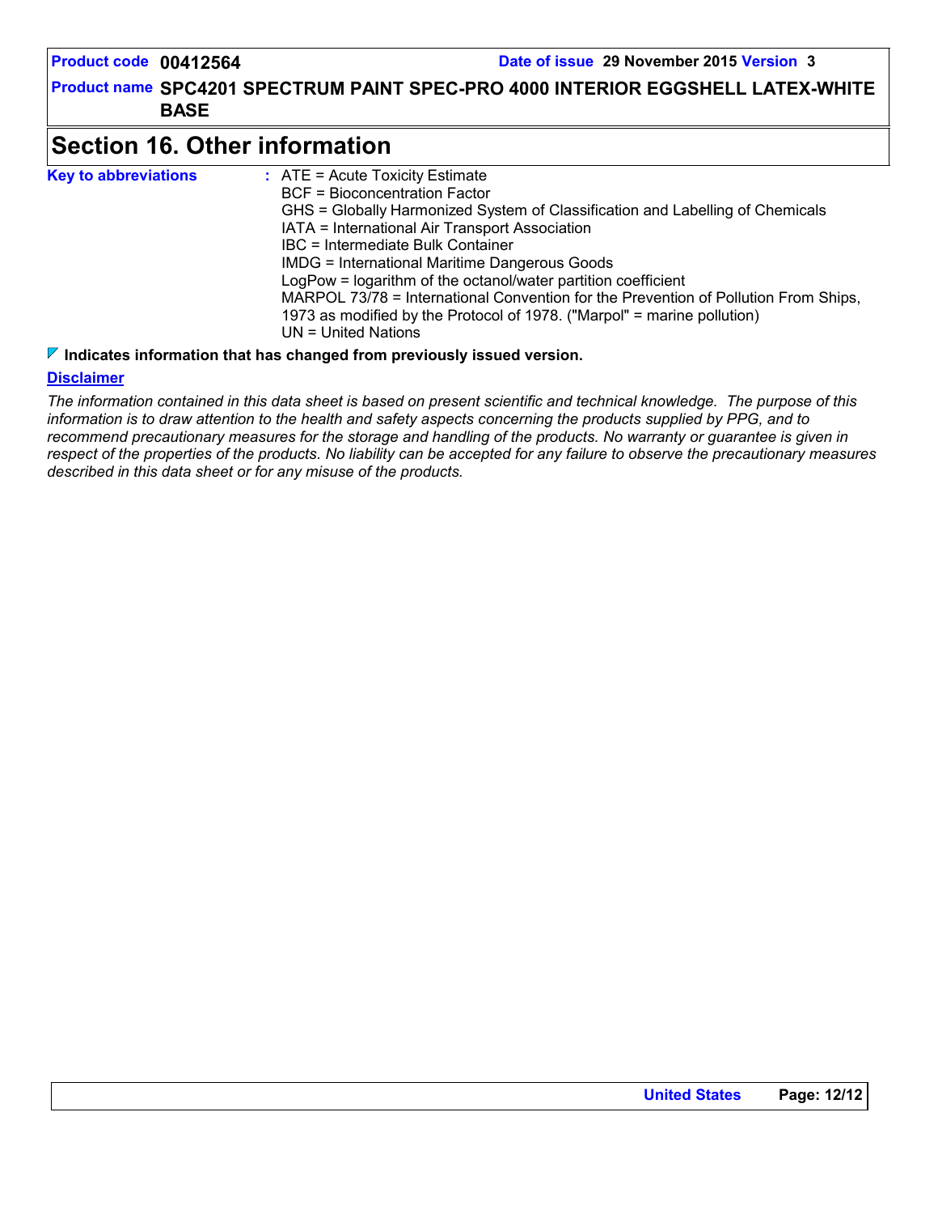## Section 16. Other information

**Key to abbreviations** : ATE = Acute Toxicity Estimate
BCF = Bioconcentration Factor
GHS = Globally Harmonized System of Classification and Labelling of Chemicals
IATA = International Air Transport Association
IBC = Intermediate Bulk Container
IMDG = International Maritime Dangerous Goods
LogPow = logarithm of the octanol/water partition coefficient
MARPOL 73/78 = International Convention for the Prevention of Pollution From Ships, 1973 as modified by the Protocol of 1978. ("Marpol" = marine pollution)
UN = United Nations

◤ **Indicates information that has changed from previously issued version.**

**Disclaimer**

*The information contained in this data sheet is based on present scientific and technical knowledge. The purpose of this information is to draw attention to the health and safety aspects concerning the products supplied by PPG, and to recommend precautionary measures for the storage and handling of the products. No warranty or guarantee is given in respect of the properties of the products. No liability can be accepted for any failure to observe the precautionary measures described in this data sheet or for any misuse of the products.*